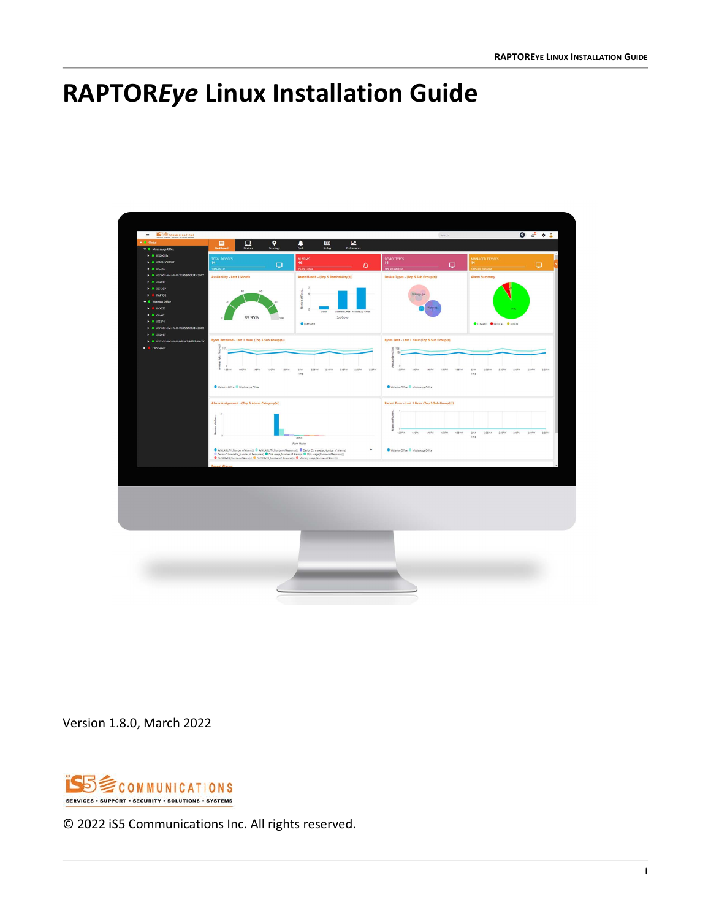# RAPTOR*Eye* Linux Installation Guide

Version 1.8.0, March 2022

© 2022 iS5 Communications Inc. All rights reserved.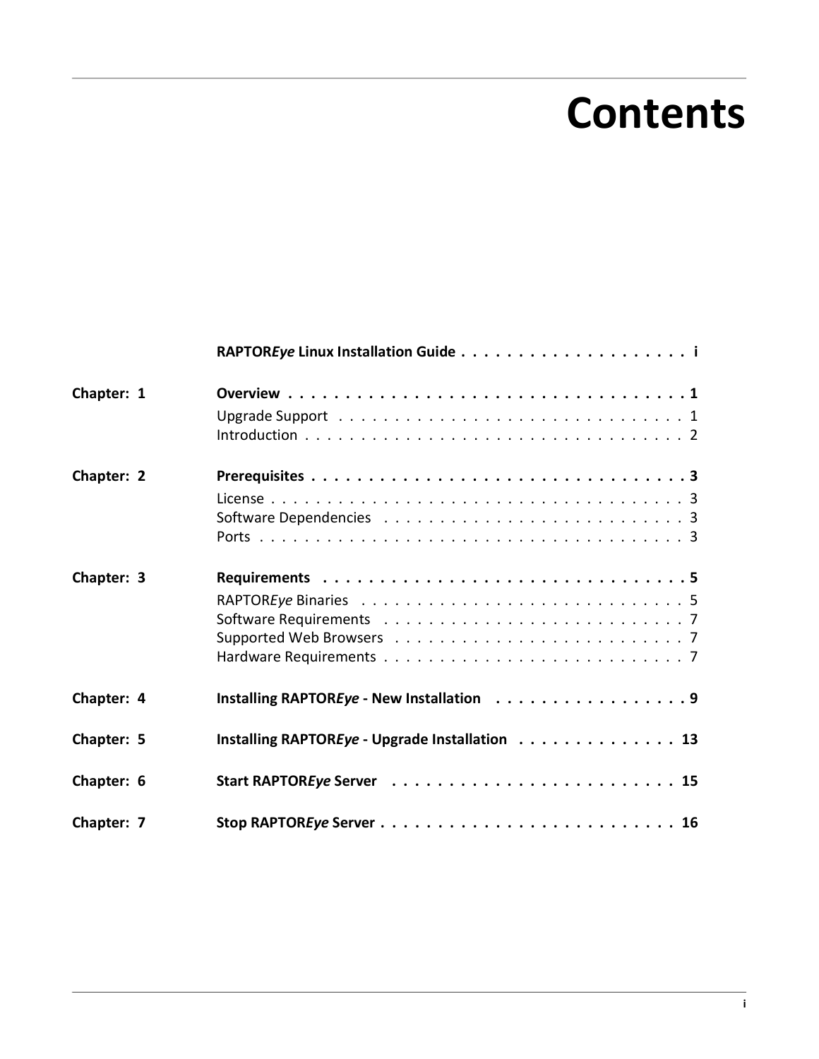# Contents

| | | |
|---|---|---|
| | **RAPTOR*Eye* Linux Installation Guide** | **i** |
| **Chapter: 1** | **Overview** | **1** |
| | Upgrade Support | 1 |
| | Introduction | 2 |
| **Chapter: 2** | **Prerequisites** | **3** |
| | License | 3 |
| | Software Dependencies | 3 |
| | Ports | 3 |
| **Chapter: 3** | **Requirements** | **5** |
| | RAPTOR*Eye* Binaries | 5 |
| | Software Requirements | 7 |
| | Supported Web Browsers | 7 |
| | Hardware Requirements | 7 |
| **Chapter: 4** | **Installing RAPTOR*Eye* - New Installation** | **9** |
| **Chapter: 5** | **Installing RAPTOR*Eye* - Upgrade Installation** | **13** |
| **Chapter: 6** | **Start RAPTOR*Eye* Server** | **15** |
| **Chapter: 7** | **Stop RAPTOR*Eye* Server** | **16** |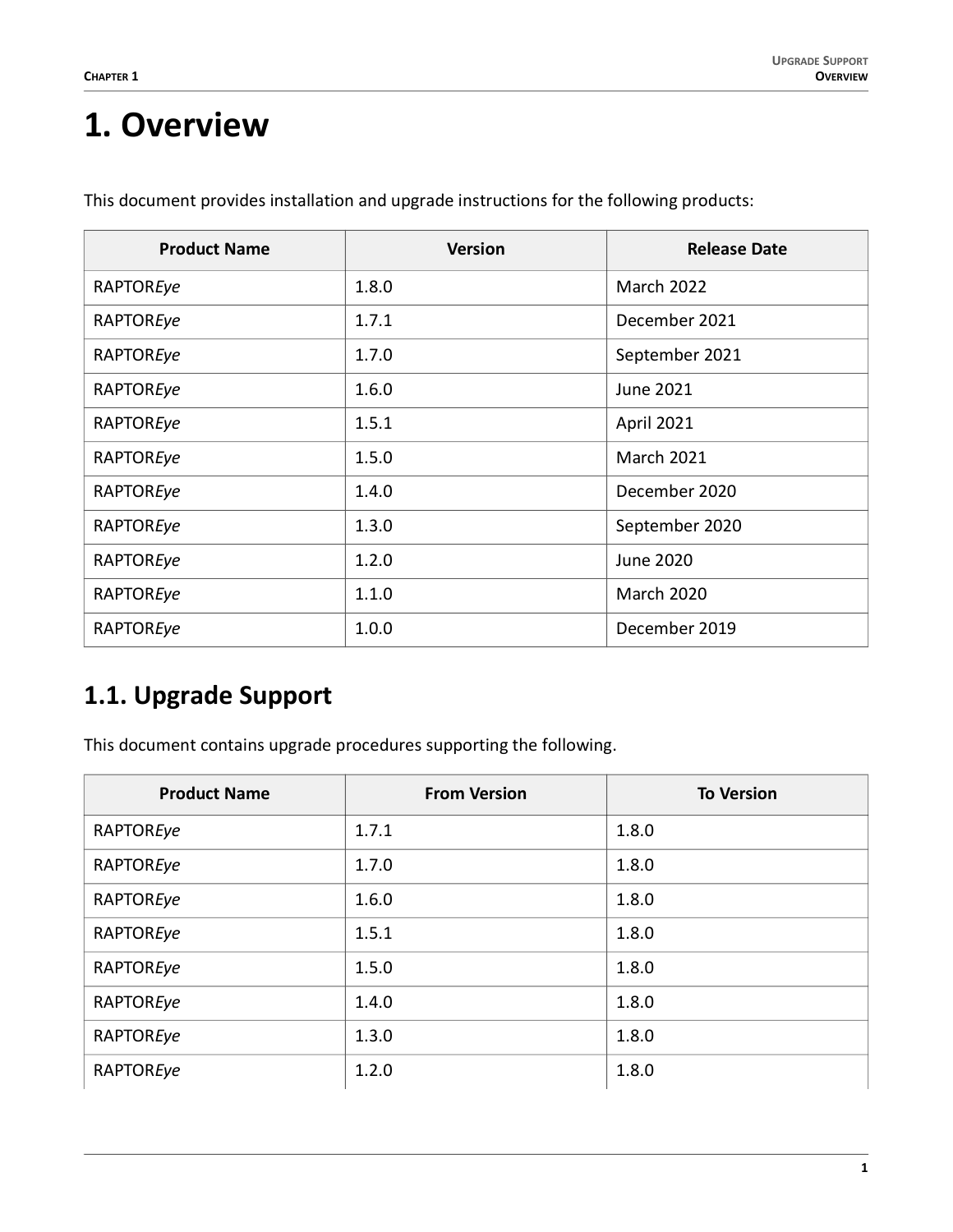# 1. Overview

This document provides installation and upgrade instructions for the following products:

| Product Name | Version | Release Date |
| --- | --- | --- |
| RAPTOR*Eye* | 1.8.0 | March 2022 |
| RAPTOR*Eye* | 1.7.1 | December 2021 |
| RAPTOR*Eye* | 1.7.0 | September 2021 |
| RAPTOR*Eye* | 1.6.0 | June 2021 |
| RAPTOR*Eye* | 1.5.1 | April 2021 |
| RAPTOR*Eye* | 1.5.0 | March 2021 |
| RAPTOR*Eye* | 1.4.0 | December 2020 |
| RAPTOR*Eye* | 1.3.0 | September 2020 |
| RAPTOR*Eye* | 1.2.0 | June 2020 |
| RAPTOR*Eye* | 1.1.0 | March 2020 |
| RAPTOR*Eye* | 1.0.0 | December 2019 |

## 1.1. Upgrade Support

This document contains upgrade procedures supporting the following.

| Product Name | From Version | To Version |
| --- | --- | --- |
| RAPTOR*Eye* | 1.7.1 | 1.8.0 |
| RAPTOR*Eye* | 1.7.0 | 1.8.0 |
| RAPTOR*Eye* | 1.6.0 | 1.8.0 |
| RAPTOR*Eye* | 1.5.1 | 1.8.0 |
| RAPTOR*Eye* | 1.5.0 | 1.8.0 |
| RAPTOR*Eye* | 1.4.0 | 1.8.0 |
| RAPTOR*Eye* | 1.3.0 | 1.8.0 |
| RAPTOR*Eye* | 1.2.0 | 1.8.0 |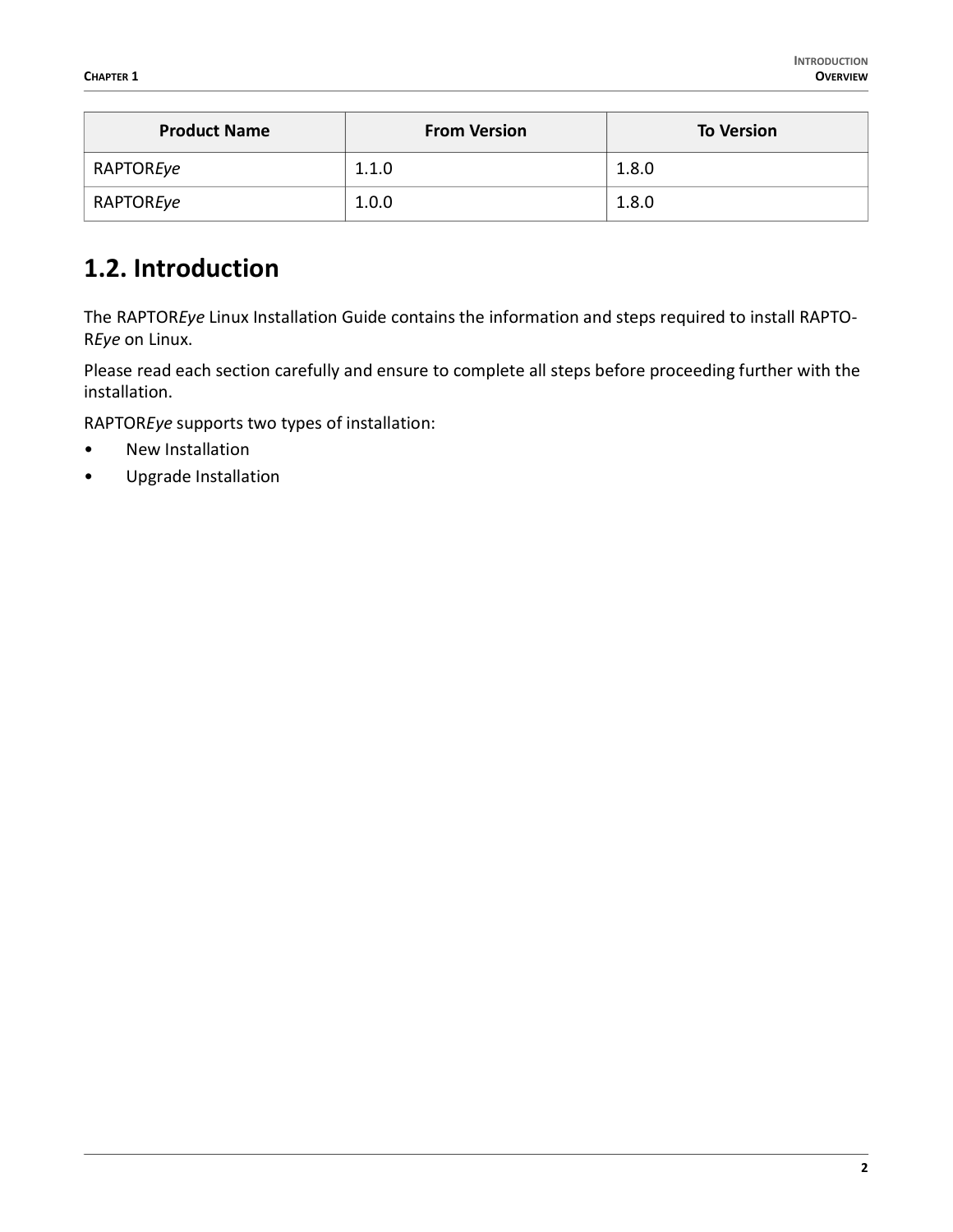| Product Name | From Version | To Version |
|---|---|---|
| RAPTOR*Eye* | 1.1.0 | 1.8.0 |
| RAPTOR*Eye* | 1.0.0 | 1.8.0 |

## 1.2. Introduction

The RAPTOR*Eye* Linux Installation Guide contains the information and steps required to install RAPTO-R*Eye* on Linux.

Please read each section carefully and ensure to complete all steps before proceeding further with the installation.

RAPTOR*Eye* supports two types of installation:

- New Installation
- Upgrade Installation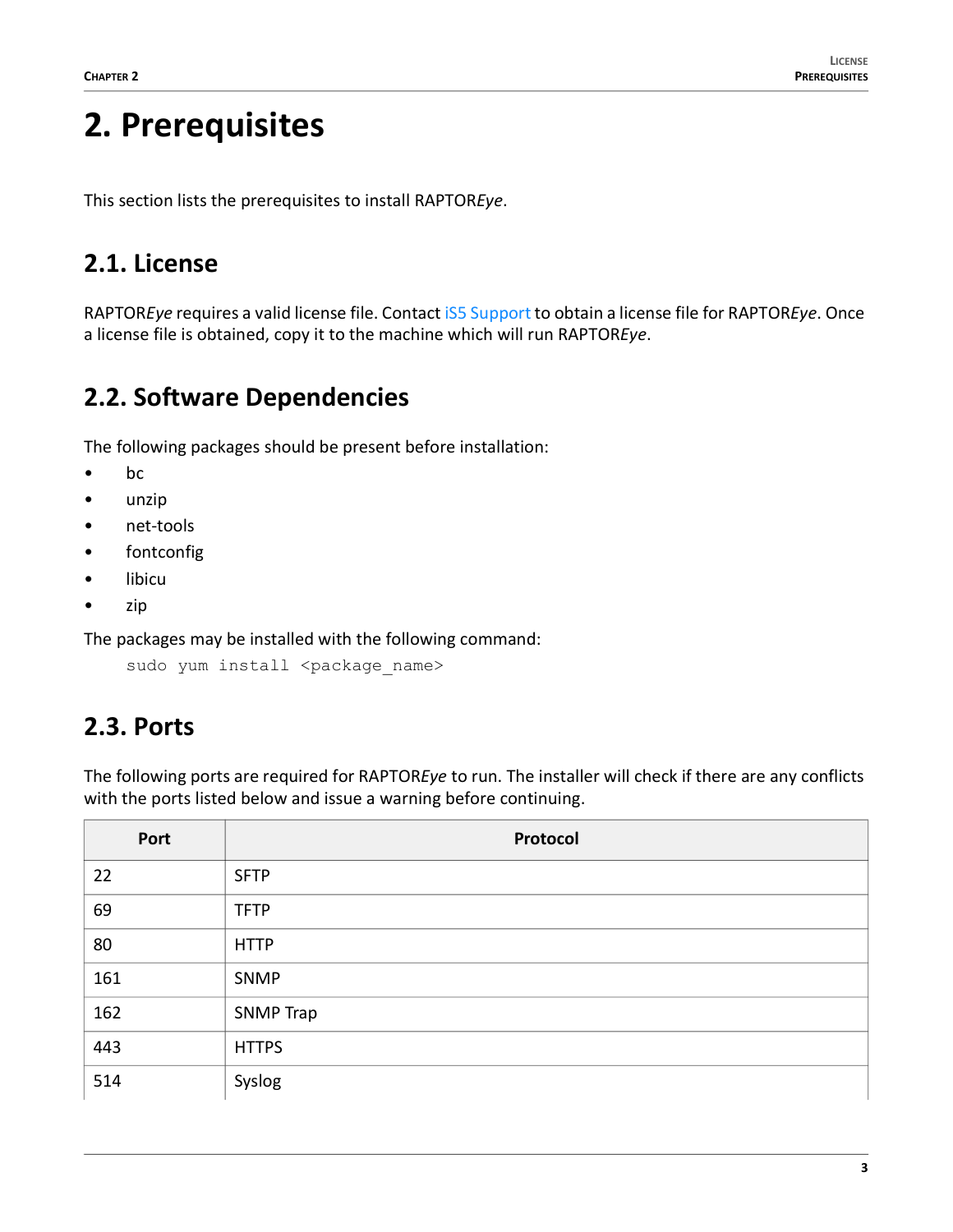# 2. Prerequisites

This section lists the prerequisites to install RAPTOR*Eye*.

## 2.1. License

RAPTOR*Eye* requires a valid license file. Contact iS5 Support to obtain a license file for RAPTOR*Eye*. Once a license file is obtained, copy it to the machine which will run RAPTOR*Eye*.

## 2.2. Software Dependencies

The following packages should be present before installation:

- bc
- unzip
- net-tools
- fontconfig
- libicu
- zip

The packages may be installed with the following command:

```
sudo yum install <package_name>
```

## 2.3. Ports

The following ports are required for RAPTOR*Eye* to run. The installer will check if there are any conflicts with the ports listed below and issue a warning before continuing.

| Port | Protocol |
|---|---|
| 22 | SFTP |
| 69 | TFTP |
| 80 | HTTP |
| 161 | SNMP |
| 162 | SNMP Trap |
| 443 | HTTPS |
| 514 | Syslog |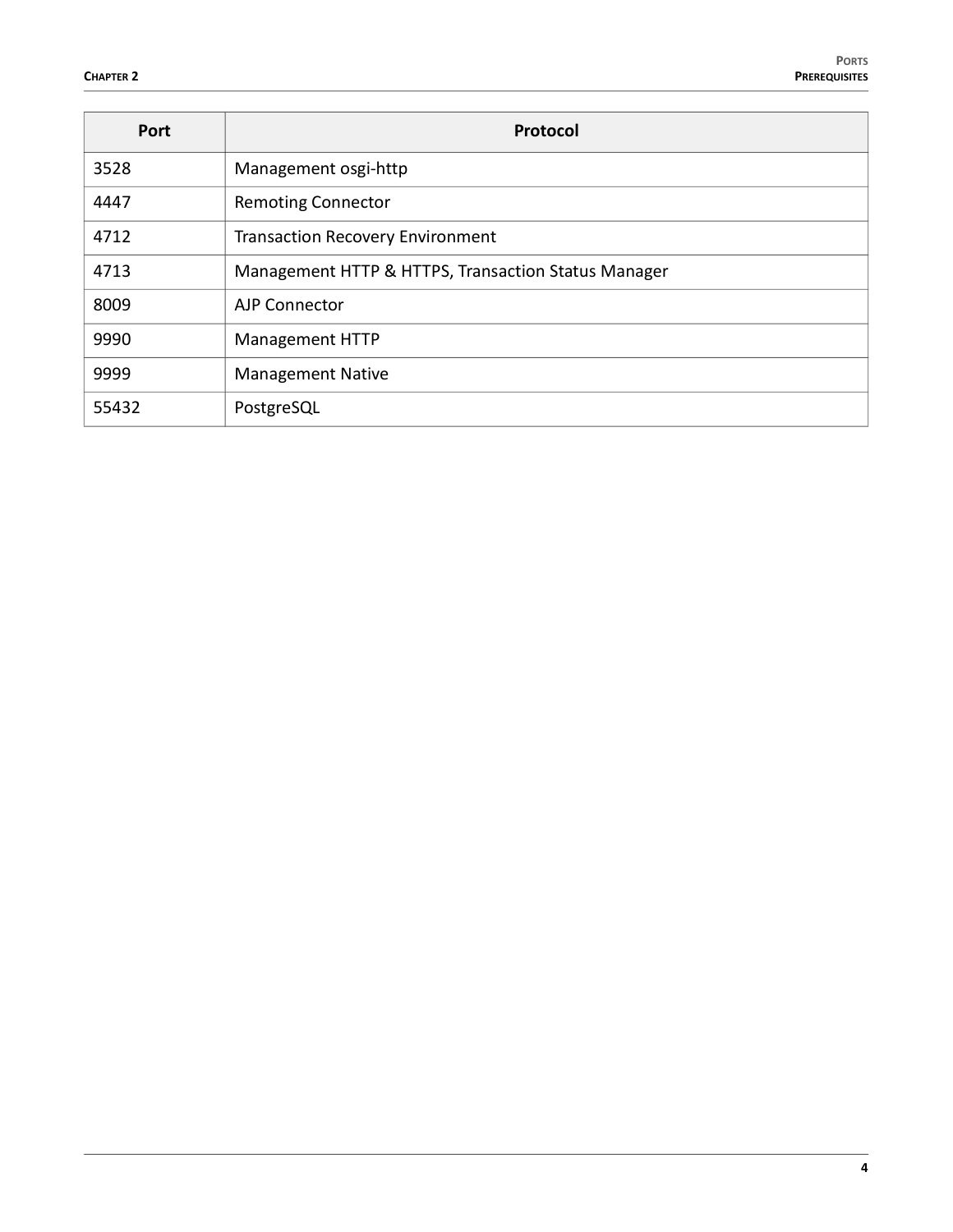| Port | Protocol |
| --- | --- |
| 3528 | Management osgi-http |
| 4447 | Remoting Connector |
| 4712 | Transaction Recovery Environment |
| 4713 | Management HTTP & HTTPS, Transaction Status Manager |
| 8009 | AJP Connector |
| 9990 | Management HTTP |
| 9999 | Management Native |
| 55432 | PostgreSQL |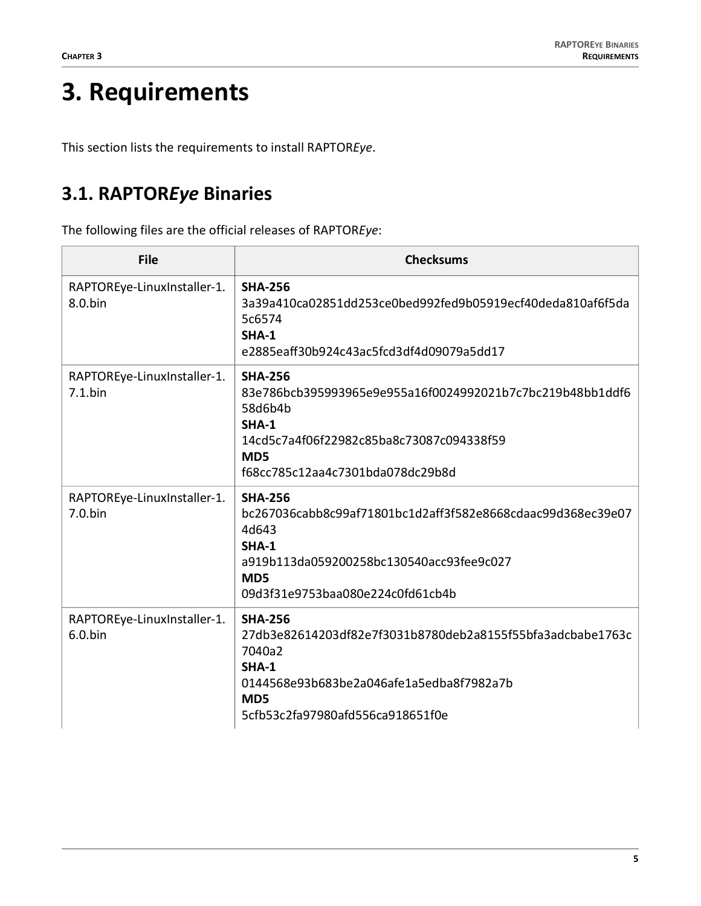# 3. Requirements

This section lists the requirements to install RAPTOR*Eye*.

## 3.1. RAPTOR*Eye* Binaries

The following files are the official releases of RAPTOR*Eye*:

| File | Checksums |
| --- | --- |
| RAPTOREye-LinuxInstaller-1.8.0.bin | **SHA-256**<br>3a39a410ca02851dd253ce0bed992fed9b05919ecf40deda810af6f5da5c6574<br>**SHA-1**<br>e2885eaff30b924c43ac5fcd3df4d09079a5dd17 |
| RAPTOREye-LinuxInstaller-1.7.1.bin | **SHA-256**<br>83e786bcb395993965e9e955a16f0024992021b7c7bc219b48bb1ddf658d6b4b<br>**SHA-1**<br>14cd5c7a4f06f22982c85ba8c73087c094338f59<br>**MD5**<br>f68cc785c12aa4c7301bda078dc29b8d |
| RAPTOREye-LinuxInstaller-1.7.0.bin | **SHA-256**<br>bc267036cabb8c99af71801bc1d2aff3f582e8668cdaac99d368ec39e074d643<br>**SHA-1**<br>a919b113da059200258bc130540acc93fee9c027<br>**MD5**<br>09d3f31e9753baa080e224c0fd61cb4b |
| RAPTOREye-LinuxInstaller-1.6.0.bin | **SHA-256**<br>27db3e82614203df82e7f3031b8780deb2a8155f55bfa3adcbabe1763c7040a2<br>**SHA-1**<br>0144568e93b683be2a046afe1a5edba8f7982a7b<br>**MD5**<br>5cfb53c2fa97980afd556ca918651f0e |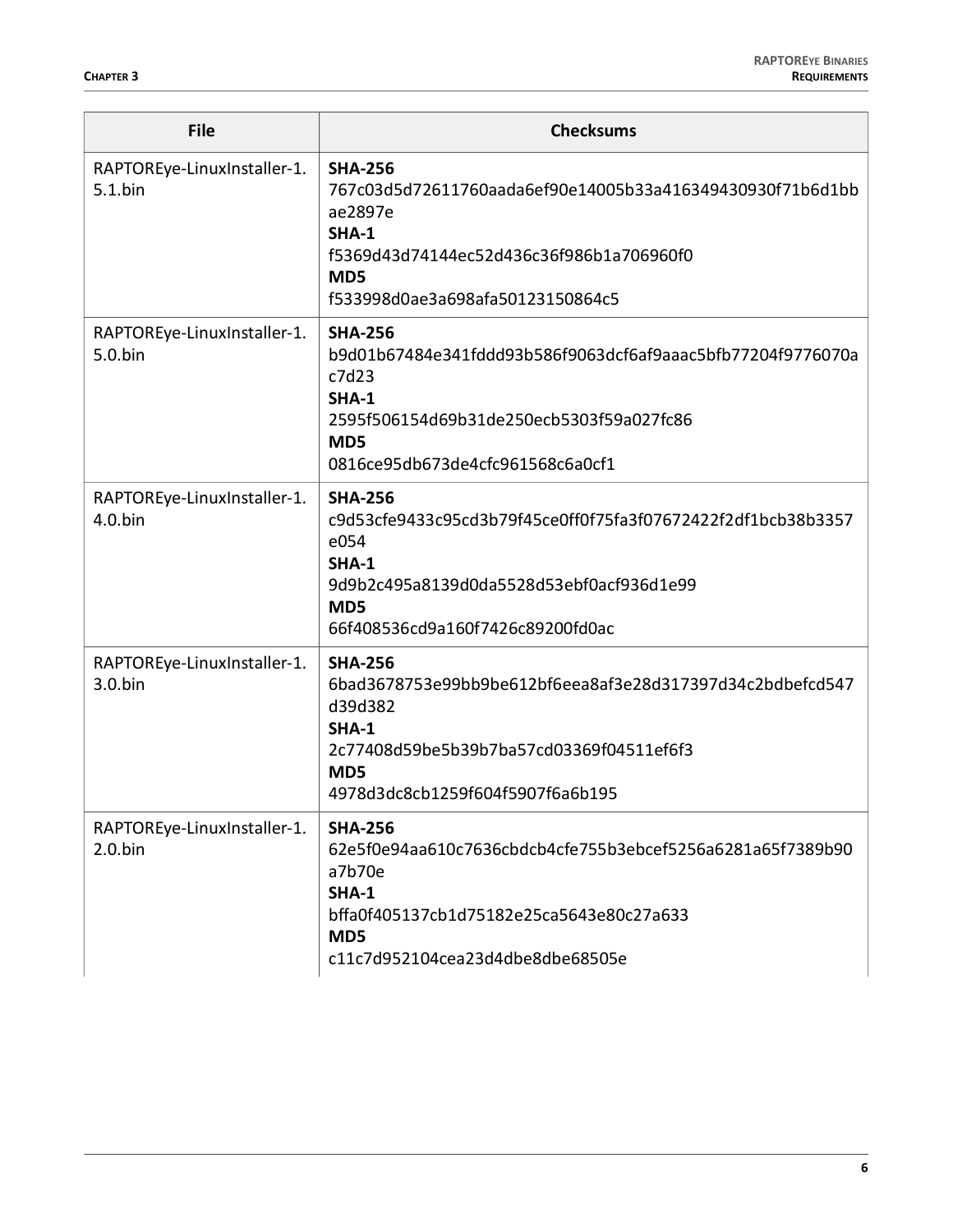| File | Checksums |
| --- | --- |
| RAPTOREye-LinuxInstaller-1.5.1.bin | **SHA-256** 767c03d5d72611760aada6ef90e14005b33a416349430930f71b6d1bbae2897e **SHA-1** f5369d43d74144ec52d436c36f986b1a706960f0 **MD5** f533998d0ae3a698afa50123150864c5 |
| RAPTOREye-LinuxInstaller-1.5.0.bin | **SHA-256** b9d01b67484e341fddd93b586f9063dcf6af9aaac5bfb77204f9776070ac7d23 **SHA-1** 2595f506154d69b31de250ecb5303f59a027fc86 **MD5** 0816ce95db673de4cfc961568c6a0cf1 |
| RAPTOREye-LinuxInstaller-1.4.0.bin | **SHA-256** c9d53cfe9433c95cd3b79f45ce0ff0f75fa3f07672422f2df1bcb38b3357e054 **SHA-1** 9d9b2c495a8139d0da5528d53ebf0acf936d1e99 **MD5** 66f408536cd9a160f7426c89200fd0ac |
| RAPTOREye-LinuxInstaller-1.3.0.bin | **SHA-256** 6bad3678753e99bb9be612bf6eea8af3e28d317397d34c2bdbefcd547d39d382 **SHA-1** 2c77408d59be5b39b7ba57cd03369f04511ef6f3 **MD5** 4978d3dc8cb1259f604f5907f6a6b195 |
| RAPTOREye-LinuxInstaller-1.2.0.bin | **SHA-256** 62e5f0e94aa610c7636cbdcb4cfe755b3ebcef5256a6281a65f7389b90a7b70e **SHA-1** bffa0f405137cb1d75182e25ca5643e80c27a633 **MD5** c11c7d952104cea23d4dbe8dbe68505e |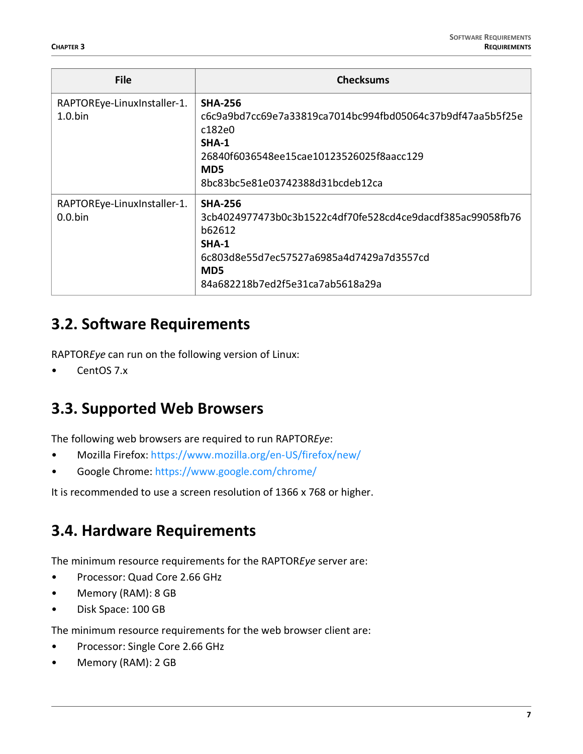| File | Checksums |
| --- | --- |
| RAPTOREye-LinuxInstaller-1.1.0.bin | **SHA-256** c6c9a9bd7cc69e7a33819ca7014bc994fbd05064c37b9df47aa5b5f25ec182e0 **SHA-1** 26840f6036548ee15cae10123526025f8aacc129 **MD5** 8bc83bc5e81e03742388d31bcdeb12ca |
| RAPTOREye-LinuxInstaller-1.0.0.bin | **SHA-256** 3cb4024977473b0c3b1522c4df70fe528cd4ce9dacdf385ac99058fb76b62612 **SHA-1** 6c803d8e55d7ec57527a6985a4d7429a7d3557cd **MD5** 84a682218b7ed2f5e31ca7ab5618a29a |

## 3.2. Software Requirements

RAPTOR*Eye* can run on the following version of Linux:

- CentOS 7.x

## 3.3. Supported Web Browsers

The following web browsers are required to run RAPTOR*Eye*:

- Mozilla Firefox: https://www.mozilla.org/en-US/firefox/new/
- Google Chrome: https://www.google.com/chrome/

It is recommended to use a screen resolution of 1366 x 768 or higher.

## 3.4. Hardware Requirements

The minimum resource requirements for the RAPTOR*Eye* server are:

- Processor: Quad Core 2.66 GHz
- Memory (RAM): 8 GB
- Disk Space: 100 GB

The minimum resource requirements for the web browser client are:

- Processor: Single Core 2.66 GHz
- Memory (RAM): 2 GB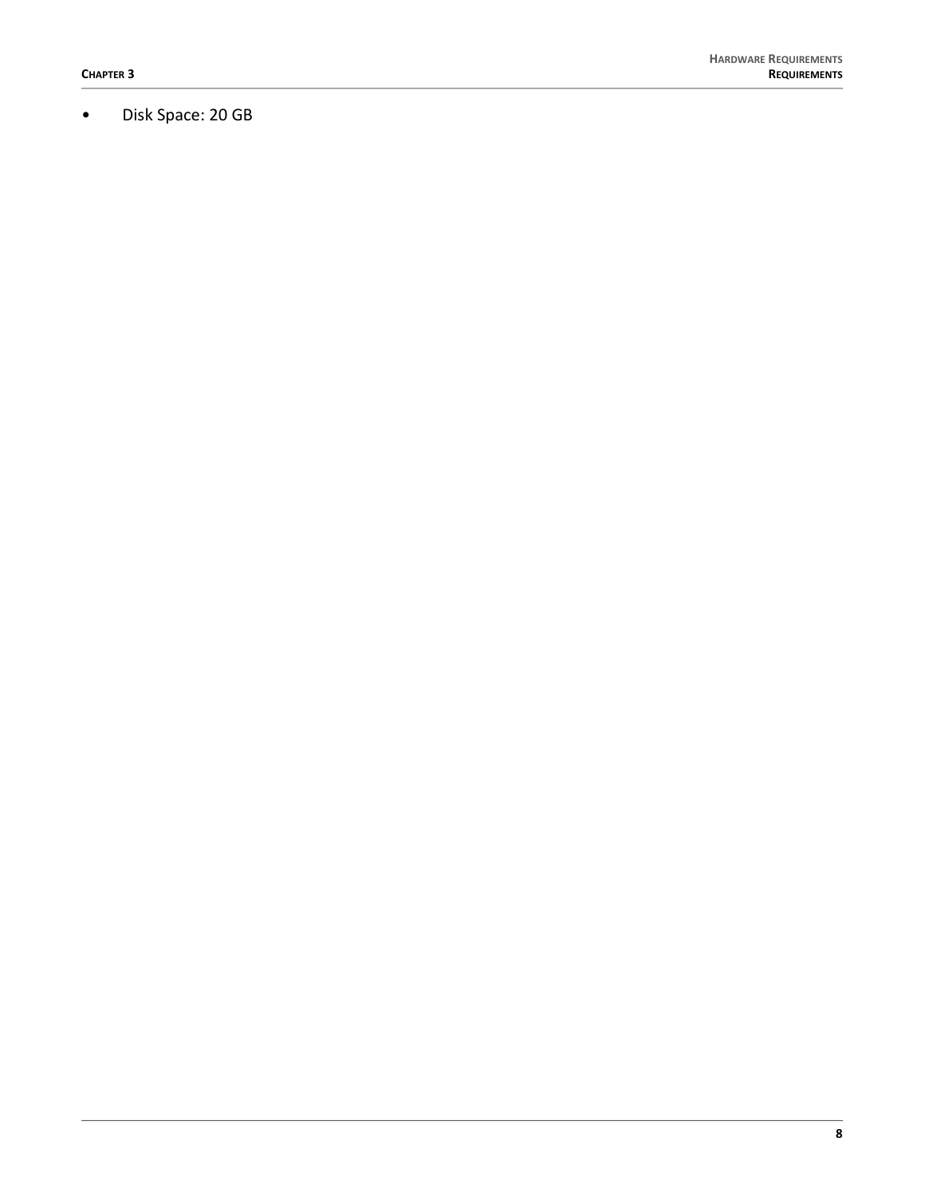- Disk Space: 20 GB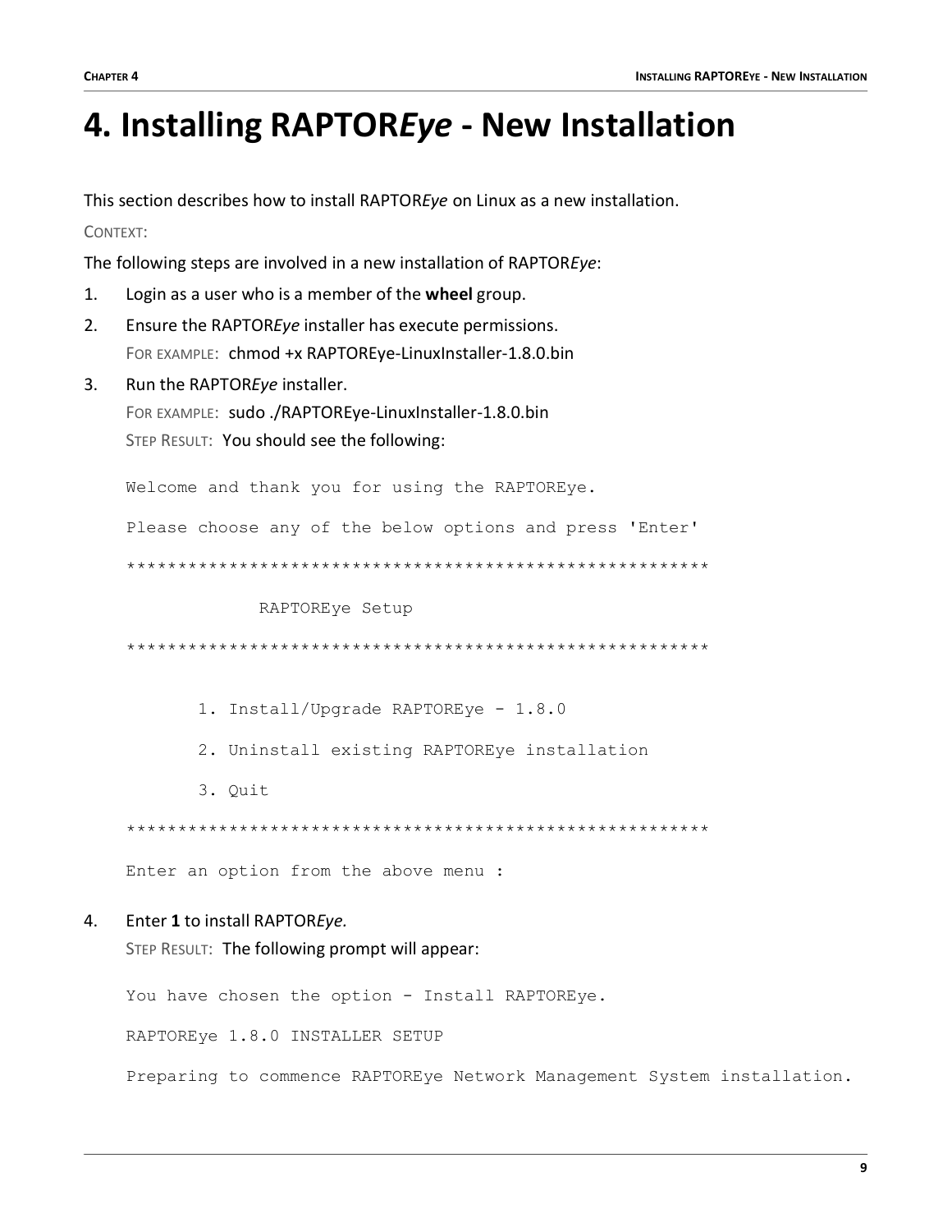# 4. Installing RAPTOR*Eye* - New Installation

This section describes how to install RAPTOR*Eye* on Linux as a new installation.

CONTEXT:

The following steps are involved in a new installation of RAPTOR*Eye*:

1. Login as a user who is a member of the **wheel** group.
2. Ensure the RAPTOR*Eye* installer has execute permissions.

   FOR EXAMPLE: chmod +x RAPTOREye-LinuxInstaller-1.8.0.bin
3. Run the RAPTOR*Eye* installer.

   FOR EXAMPLE: sudo ./RAPTOREye-LinuxInstaller-1.8.0.bin

   STEP RESULT: You should see the following:

   ```
   Welcome and thank you for using the RAPTOREye.

   Please choose any of the below options and press 'Enter'

   *********************************************************

                RAPTOREye Setup

   *********************************************************


          1. Install/Upgrade RAPTOREye - 1.8.0

          2. Uninstall existing RAPTOREye installation

          3. Quit

   *********************************************************

   Enter an option from the above menu :
   ```
4. Enter **1** to install RAPTOR*Eye.*

   STEP RESULT: The following prompt will appear:

   ```
   You have chosen the option - Install RAPTOREye.

   RAPTOREye 1.8.0 INSTALLER SETUP

   Preparing to commence RAPTOREye Network Management System installation.
   ```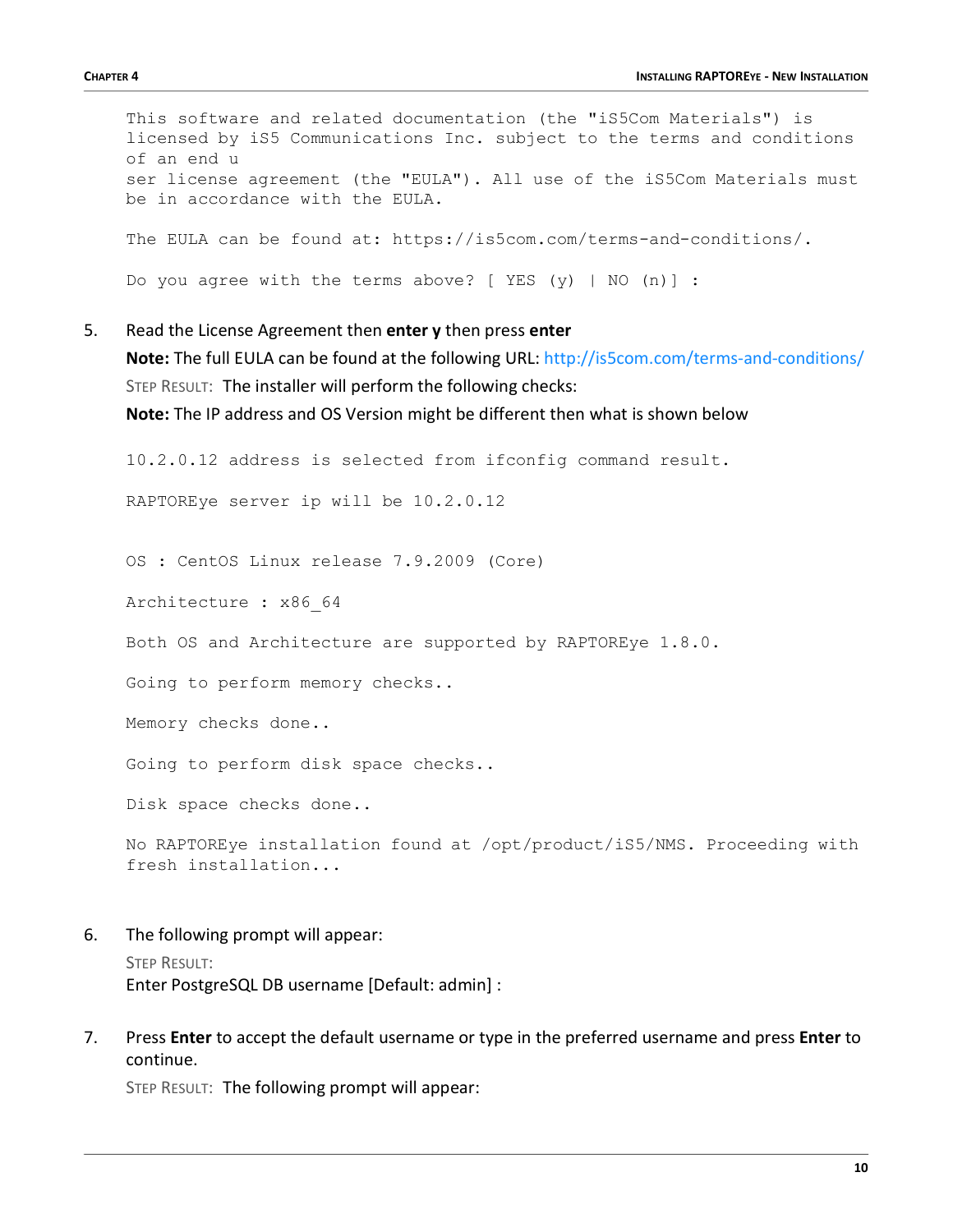```
This software and related documentation (the "iS5Com Materials") is
licensed by iS5 Communications Inc. subject to the terms and conditions
of an end u
ser license agreement (the "EULA"). All use of the iS5Com Materials must
be in accordance with the EULA.

The EULA can be found at: https://is5com.com/terms-and-conditions/.

Do you agree with the terms above? [ YES (y) | NO (n)] :
```

5. Read the License Agreement then **enter y** then press **enter**

   **Note:** The full EULA can be found at the following URL: http://is5com.com/terms-and-conditions/

   STEP RESULT: The installer will perform the following checks:

   **Note:** The IP address and OS Version might be different then what is shown below

```
10.2.0.12 address is selected from ifconfig command result.

RAPTOREye server ip will be 10.2.0.12


OS : CentOS Linux release 7.9.2009 (Core)

Architecture : x86_64

Both OS and Architecture are supported by RAPTOREye 1.8.0.

Going to perform memory checks..

Memory checks done..

Going to perform disk space checks..

Disk space checks done..

No RAPTOREye installation found at /opt/product/iS5/NMS. Proceeding with
fresh installation...
```

6. The following prompt will appear:

   STEP RESULT:

   Enter PostgreSQL DB username [Default: admin] :

7. Press **Enter** to accept the default username or type in the preferred username and press **Enter** to continue.

   STEP RESULT: The following prompt will appear: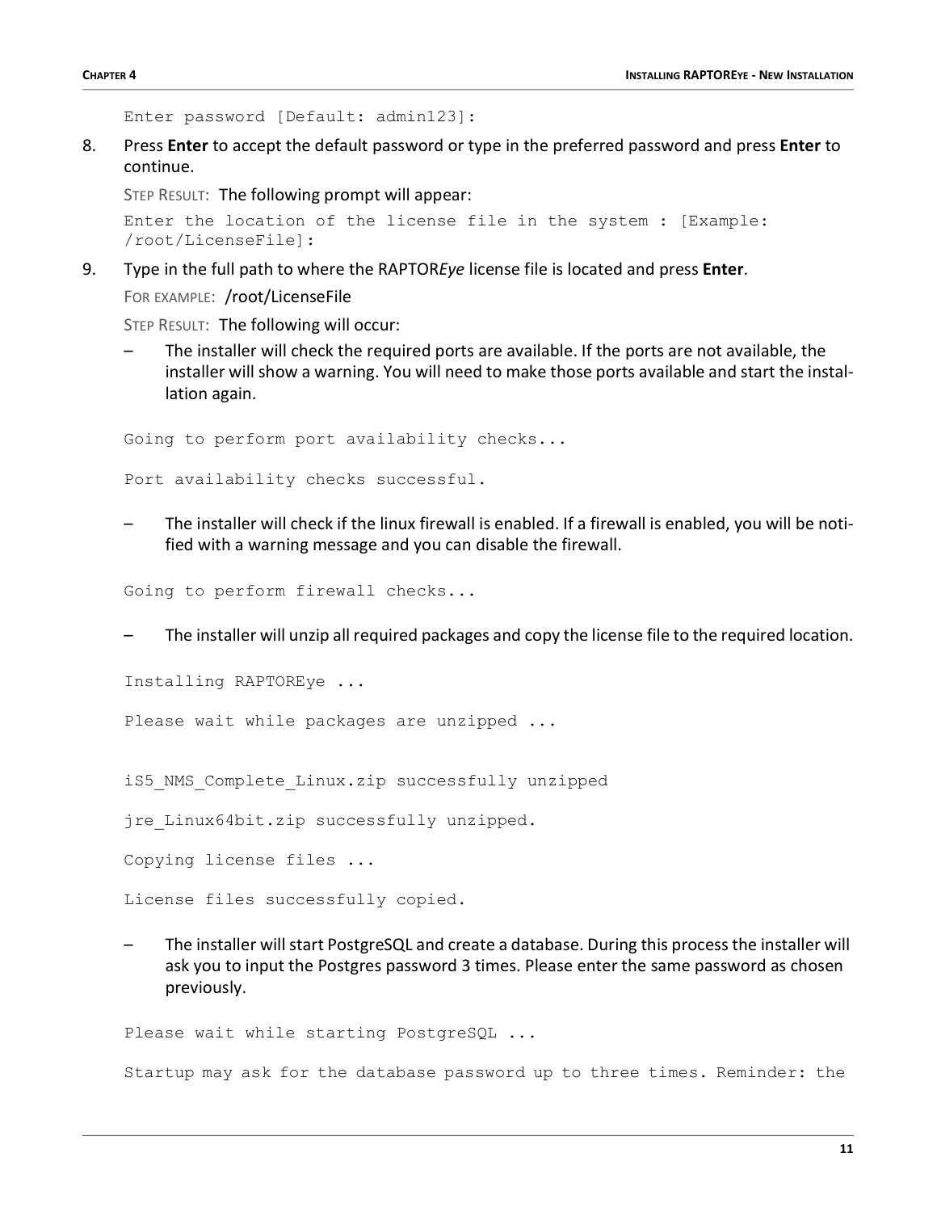```
Enter password [Default: admin123]:
```

8. Press **Enter** to accept the default password or type in the preferred password and press **Enter** to continue.

   STEP RESULT: The following prompt will appear:

   ```
   Enter the location of the license file in the system : [Example:
   /root/LicenseFile]:
   ```

9. Type in the full path to where the RAPTOR*Eye* license file is located and press **Enter**.

   FOR EXAMPLE: /root/LicenseFile

   STEP RESULT: The following will occur:

   – The installer will check the required ports are available. If the ports are not available, the installer will show a warning. You will need to make those ports available and start the installation again.

   ```
   Going to perform port availability checks...

   Port availability checks successful.
   ```

   – The installer will check if the linux firewall is enabled. If a firewall is enabled, you will be notified with a warning message and you can disable the firewall.

   ```
   Going to perform firewall checks...
   ```

   – The installer will unzip all required packages and copy the license file to the required location.

   ```
   Installing RAPTOREye ...

   Please wait while packages are unzipped ...


   iS5_NMS_Complete_Linux.zip successfully unzipped

   jre_Linux64bit.zip successfully unzipped.

   Copying license files ...

   License files successfully copied.
   ```

   – The installer will start PostgreSQL and create a database. During this process the installer will ask you to input the Postgres password 3 times. Please enter the same password as chosen previously.

   ```
   Please wait while starting PostgreSQL ...

   Startup may ask for the database password up to three times. Reminder: the
   ```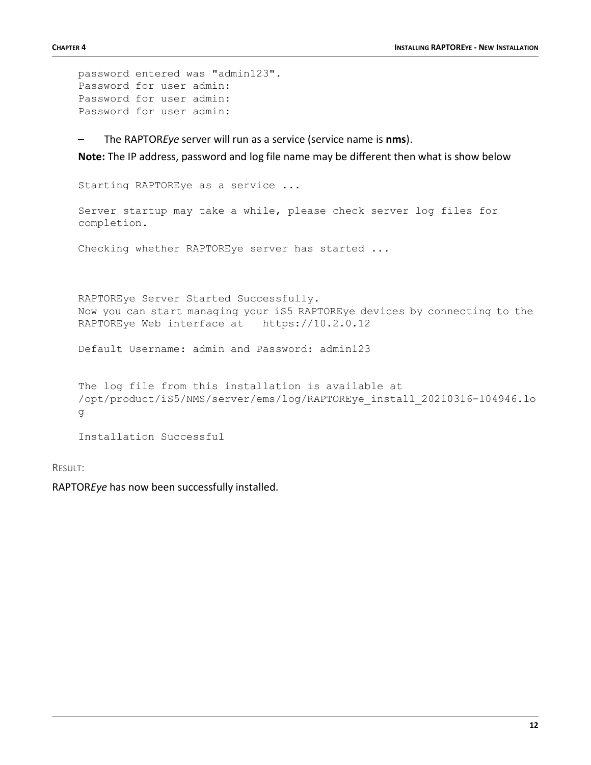```
password entered was "admin123".
Password for user admin:
Password for user admin:
Password for user admin:
```

– The RAPTOR*Eye* server will run as a service (service name is **nms**).

**Note:** The IP address, password and log file name may be different then what is show below

```
Starting RAPTOREye as a service ...

Server startup may take a while, please check server log files for
completion.

Checking whether RAPTOREye server has started ...



RAPTOREye Server Started Successfully.
Now you can start managing your iS5 RAPTOREye devices by connecting to the
RAPTOREye Web interface at   https://10.2.0.12

Default Username: admin and Password: admin123


The log file from this installation is available at
/opt/product/iS5/NMS/server/ems/log/RAPTOREye_install_20210316-104946.lo
g

Installation Successful
```

RESULT:

RAPTOR*Eye* has now been successfully installed.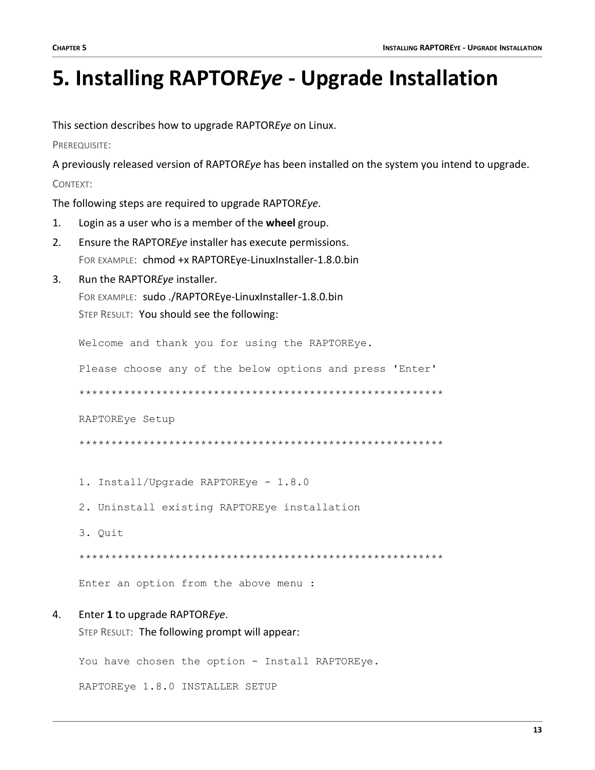# 5. Installing RAPTOR*Eye* - Upgrade Installation

This section describes how to upgrade RAPTOR*Eye* on Linux.

PREREQUISITE:

A previously released version of RAPTOR*Eye* has been installed on the system you intend to upgrade.

CONTEXT:

The following steps are required to upgrade RAPTOR*Eye*.

1. Login as a user who is a member of the **wheel** group.
2. Ensure the RAPTOR*Eye* installer has execute permissions.
   FOR EXAMPLE: chmod +x RAPTOREye-LinuxInstaller-1.8.0.bin
3. Run the RAPTOR*Eye* installer.
   FOR EXAMPLE: sudo ./RAPTOREye-LinuxInstaller-1.8.0.bin
   STEP RESULT: You should see the following:

```
Welcome and thank you for using the RAPTOREye.

Please choose any of the below options and press 'Enter'

*******************************************************

RAPTOREye Setup

*******************************************************

1. Install/Upgrade RAPTOREye - 1.8.0

2. Uninstall existing RAPTOREye installation

3. Quit

*******************************************************

Enter an option from the above menu :
```

4. Enter **1** to upgrade RAPTOR*Eye*.
   STEP RESULT: The following prompt will appear:

```
You have chosen the option - Install RAPTOREye.

RAPTOREye 1.8.0 INSTALLER SETUP
```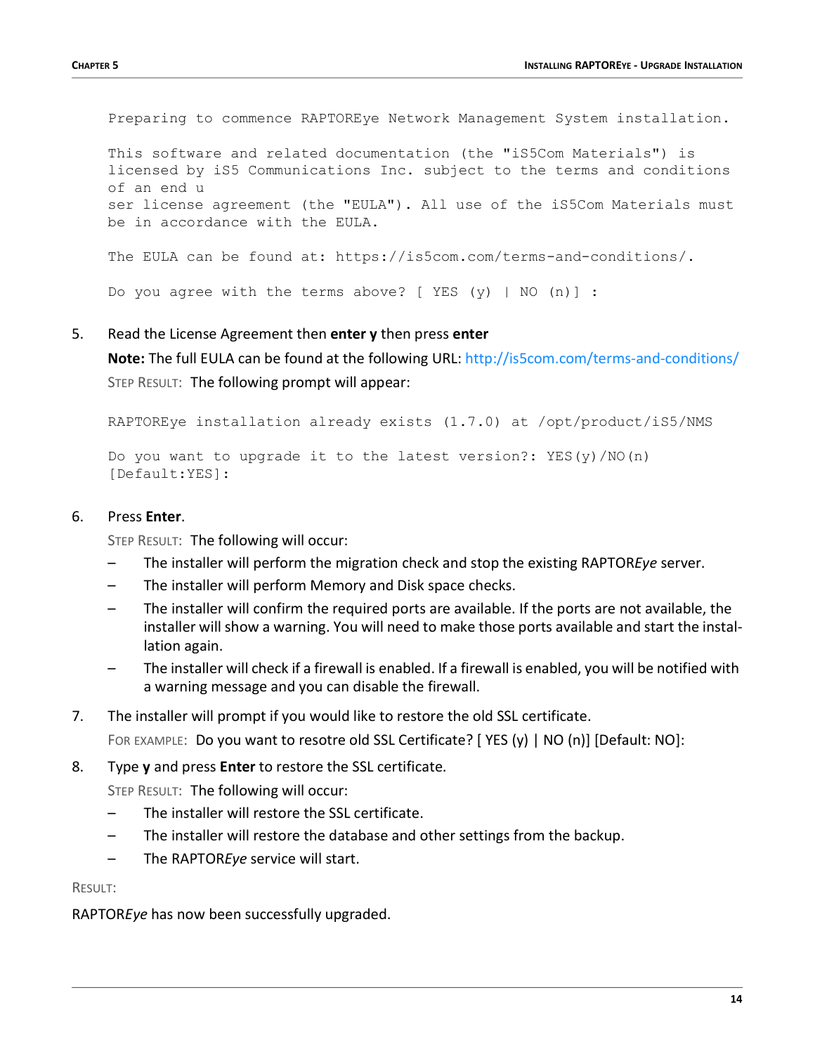```
Preparing to commence RAPTOREye Network Management System installation.

This software and related documentation (the "iS5Com Materials") is
licensed by iS5 Communications Inc. subject to the terms and conditions
of an end u
ser license agreement (the "EULA"). All use of the iS5Com Materials must
be in accordance with the EULA.

The EULA can be found at: https://is5com.com/terms-and-conditions/.

Do you agree with the terms above? [ YES (y) | NO (n)] :
```

5. Read the License Agreement then **enter y** then press **enter**

   **Note:** The full EULA can be found at the following URL: http://is5com.com/terms-and-conditions/

   STEP RESULT: The following prompt will appear:

   ```
   RAPTOREye installation already exists (1.7.0) at /opt/product/iS5/NMS

   Do you want to upgrade it to the latest version?: YES(y)/NO(n)
   [Default:YES]:
   ```

6. Press **Enter**.

   STEP RESULT: The following will occur:

   – The installer will perform the migration check and stop the existing RAPTOR*Eye* server.
   – The installer will perform Memory and Disk space checks.
   – The installer will confirm the required ports are available. If the ports are not available, the installer will show a warning. You will need to make those ports available and start the installation again.
   – The installer will check if a firewall is enabled. If a firewall is enabled, you will be notified with a warning message and you can disable the firewall.

7. The installer will prompt if you would like to restore the old SSL certificate.

   FOR EXAMPLE: Do you want to resotre old SSL Certificate? [ YES (y) | NO (n)] [Default: NO]:

8. Type **y** and press **Enter** to restore the SSL certificate.

   STEP RESULT: The following will occur:

   – The installer will restore the SSL certificate.
   – The installer will restore the database and other settings from the backup.
   – The RAPTOR*Eye* service will start.

RESULT:

RAPTOR*Eye* has now been successfully upgraded.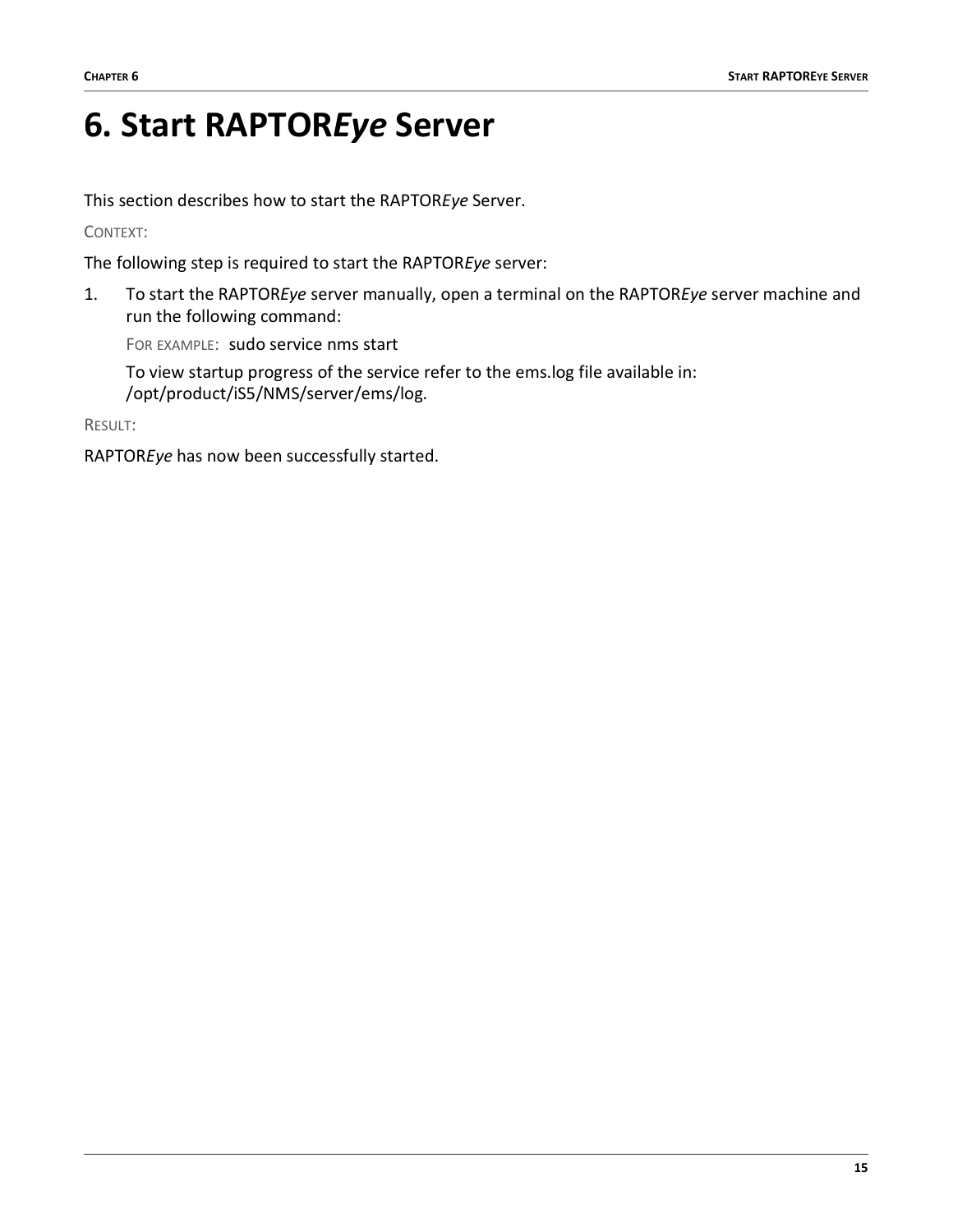# 6. Start RAPTOR*Eye* Server

This section describes how to start the RAPTOR*Eye* Server.

CONTEXT:

The following step is required to start the RAPTOR*Eye* server:

1. To start the RAPTOR*Eye* server manually, open a terminal on the RAPTOR*Eye* server machine and run the following command:

   FOR EXAMPLE: sudo service nms start

   To view startup progress of the service refer to the ems.log file available in: /opt/product/iS5/NMS/server/ems/log.

RESULT:

RAPTOR*Eye* has now been successfully started.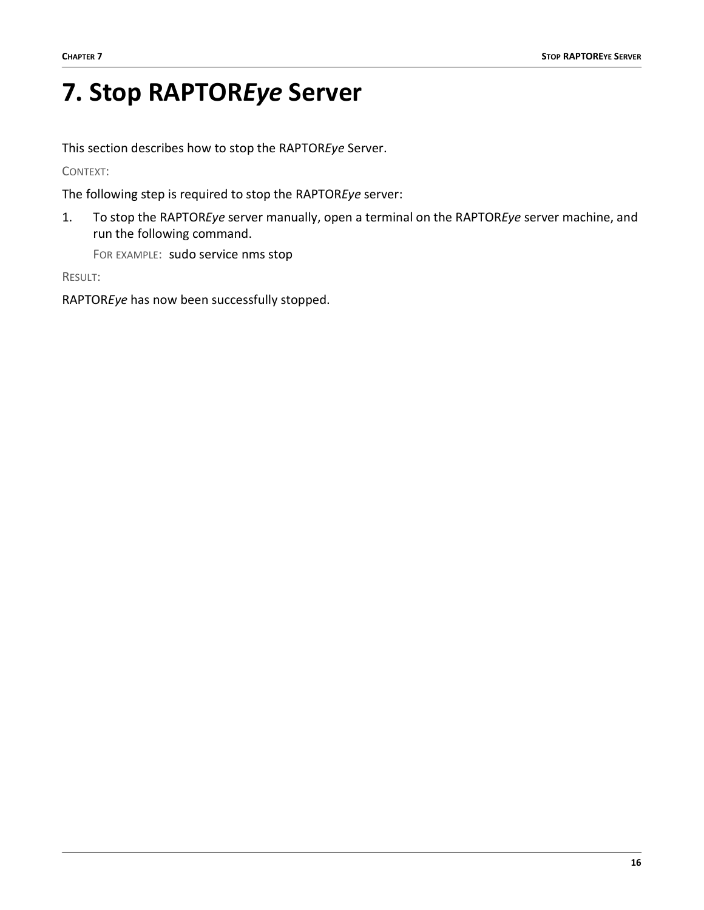# 7. Stop RAPTOR*Eye* Server

This section describes how to stop the RAPTOR*Eye* Server.

CONTEXT:

The following step is required to stop the RAPTOR*Eye* server:

1. To stop the RAPTOR*Eye* server manually, open a terminal on the RAPTOR*Eye* server machine, and run the following command.

   FOR EXAMPLE: sudo service nms stop

RESULT:

RAPTOR*Eye* has now been successfully stopped.